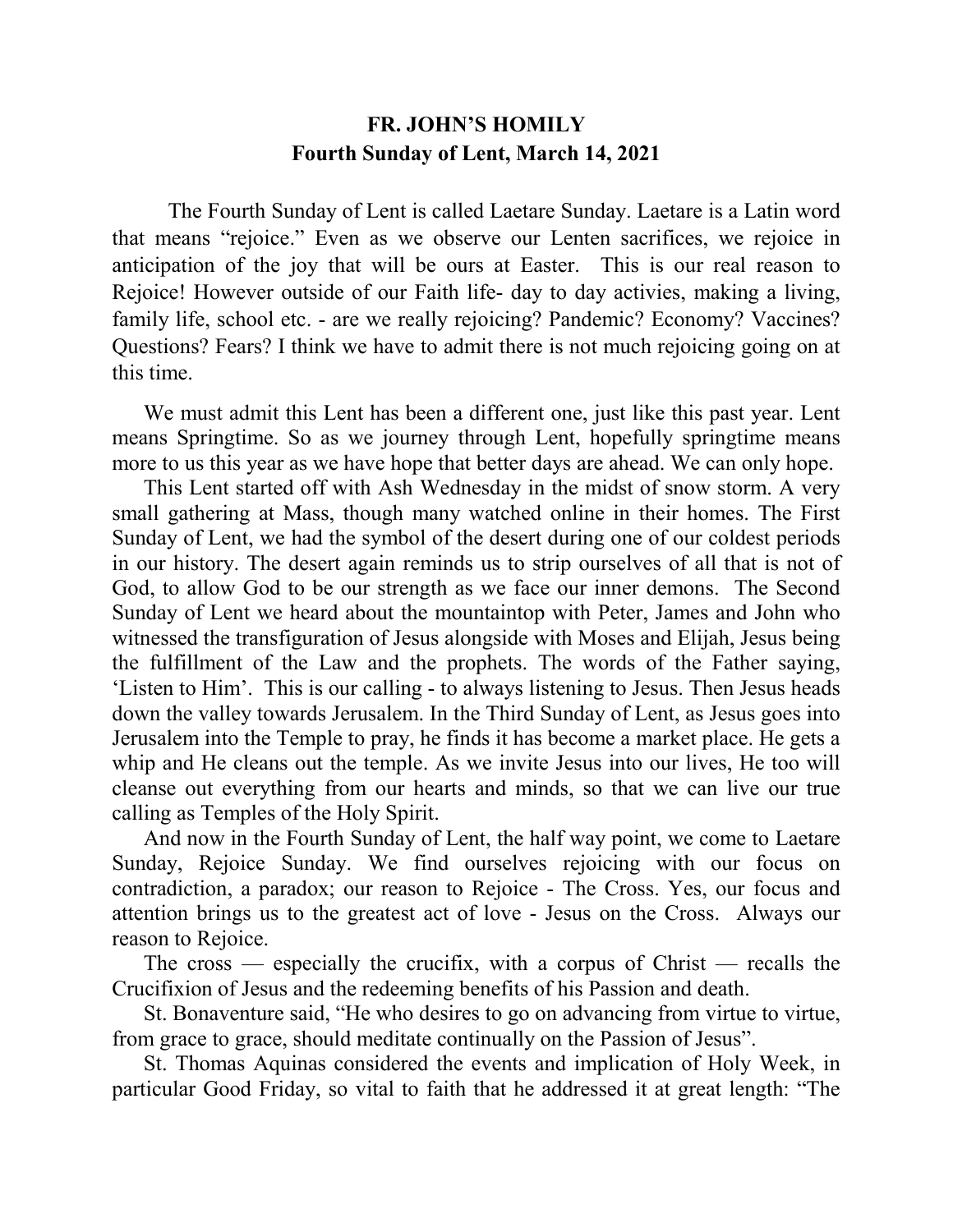**FR. JOHN'S HOMILY**
**Fourth Sunday of Lent, March 14, 2021**

The Fourth Sunday of Lent is called Laetare Sunday. Laetare is a Latin word that means "rejoice." Even as we observe our Lenten sacrifices, we rejoice in anticipation of the joy that will be ours at Easter. This is our real reason to Rejoice! However outside of our Faith life- day to day activies, making a living, family life, school etc. - are we really rejoicing? Pandemic? Economy? Vaccines? Questions? Fears? I think we have to admit there is not much rejoicing going on at this time.

We must admit this Lent has been a different one, just like this past year. Lent means Springtime. So as we journey through Lent, hopefully springtime means more to us this year as we have hope that better days are ahead. We can only hope.

This Lent started off with Ash Wednesday in the midst of snow storm. A very small gathering at Mass, though many watched online in their homes. The First Sunday of Lent, we had the symbol of the desert during one of our coldest periods in our history. The desert again reminds us to strip ourselves of all that is not of God, to allow God to be our strength as we face our inner demons. The Second Sunday of Lent we heard about the mountaintop with Peter, James and John who witnessed the transfiguration of Jesus alongside with Moses and Elijah, Jesus being the fulfillment of the Law and the prophets. The words of the Father saying, 'Listen to Him'. This is our calling - to always listening to Jesus. Then Jesus heads down the valley towards Jerusalem. In the Third Sunday of Lent, as Jesus goes into Jerusalem into the Temple to pray, he finds it has become a market place. He gets a whip and He cleans out the temple. As we invite Jesus into our lives, He too will cleanse out everything from our hearts and minds, so that we can live our true calling as Temples of the Holy Spirit.

And now in the Fourth Sunday of Lent, the half way point, we come to Laetare Sunday, Rejoice Sunday. We find ourselves rejoicing with our focus on contradiction, a paradox; our reason to Rejoice - The Cross. Yes, our focus and attention brings us to the greatest act of love - Jesus on the Cross. Always our reason to Rejoice.

The cross — especially the crucifix, with a corpus of Christ — recalls the Crucifixion of Jesus and the redeeming benefits of his Passion and death.

St. Bonaventure said, "He who desires to go on advancing from virtue to virtue, from grace to grace, should meditate continually on the Passion of Jesus".

St. Thomas Aquinas considered the events and implication of Holy Week, in particular Good Friday, so vital to faith that he addressed it at great length: "The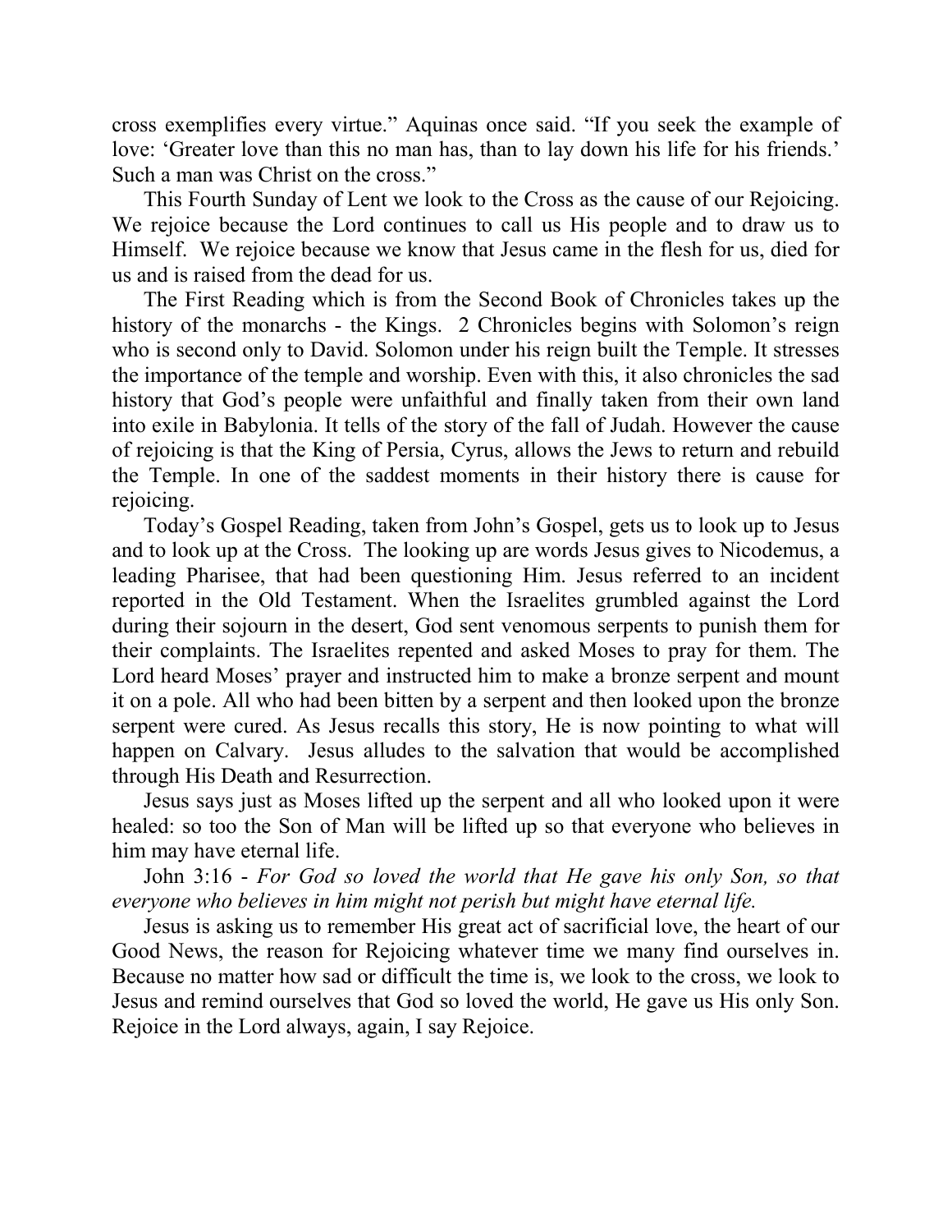cross exemplifies every virtue." Aquinas once said. "If you seek the example of love: 'Greater love than this no man has, than to lay down his life for his friends.' Such a man was Christ on the cross."

This Fourth Sunday of Lent we look to the Cross as the cause of our Rejoicing. We rejoice because the Lord continues to call us His people and to draw us to Himself. We rejoice because we know that Jesus came in the flesh for us, died for us and is raised from the dead for us.

The First Reading which is from the Second Book of Chronicles takes up the history of the monarchs - the Kings. 2 Chronicles begins with Solomon's reign who is second only to David. Solomon under his reign built the Temple. It stresses the importance of the temple and worship. Even with this, it also chronicles the sad history that God's people were unfaithful and finally taken from their own land into exile in Babylonia. It tells of the story of the fall of Judah. However the cause of rejoicing is that the King of Persia, Cyrus, allows the Jews to return and rebuild the Temple. In one of the saddest moments in their history there is cause for rejoicing.

Today's Gospel Reading, taken from John's Gospel, gets us to look up to Jesus and to look up at the Cross. The looking up are words Jesus gives to Nicodemus, a leading Pharisee, that had been questioning Him. Jesus referred to an incident reported in the Old Testament. When the Israelites grumbled against the Lord during their sojourn in the desert, God sent venomous serpents to punish them for their complaints. The Israelites repented and asked Moses to pray for them. The Lord heard Moses' prayer and instructed him to make a bronze serpent and mount it on a pole. All who had been bitten by a serpent and then looked upon the bronze serpent were cured. As Jesus recalls this story, He is now pointing to what will happen on Calvary. Jesus alludes to the salvation that would be accomplished through His Death and Resurrection.

Jesus says just as Moses lifted up the serpent and all who looked upon it were healed: so too the Son of Man will be lifted up so that everyone who believes in him may have eternal life.

John 3:16 - *For God so loved the world that He gave his only Son, so that everyone who believes in him might not perish but might have eternal life.*

Jesus is asking us to remember His great act of sacrificial love, the heart of our Good News, the reason for Rejoicing whatever time we many find ourselves in. Because no matter how sad or difficult the time is, we look to the cross, we look to Jesus and remind ourselves that God so loved the world, He gave us His only Son. Rejoice in the Lord always, again, I say Rejoice.